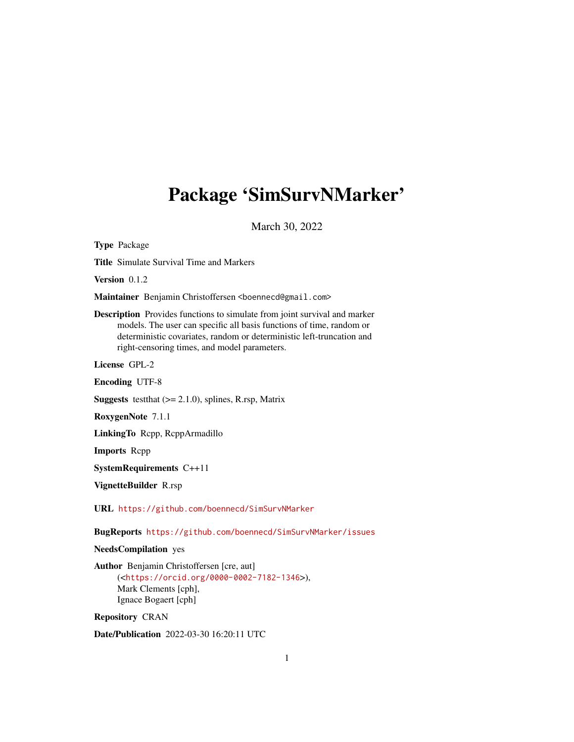# Package 'SimSurvNMarker'

March 30, 2022

**Type** Package

**Title** Simulate Survival Time and Markers

**Version** 0.1.2

**Maintainer** Benjamin Christoffersen <boennecd@gmail.com>

**Description** Provides functions to simulate from joint survival and marker models. The user can specific all basis functions of time, random or deterministic covariates, random or deterministic left-truncation and right-censoring times, and model parameters.

**License** GPL-2

**Encoding** UTF-8

**Suggests** testthat (>= 2.1.0), splines, R.rsp, Matrix

**RoxygenNote** 7.1.1

**LinkingTo** Rcpp, RcppArmadillo

**Imports** Rcpp

**SystemRequirements** C++11

**VignetteBuilder** R.rsp

**URL** https://github.com/boennecd/SimSurvNMarker

**BugReports** https://github.com/boennecd/SimSurvNMarker/issues

**NeedsCompilation** yes

**Author** Benjamin Christoffersen [cre, aut] (<https://orcid.org/0000-0002-7182-1346>), Mark Clements [cph], Ignace Bogaert [cph]

**Repository** CRAN

**Date/Publication** 2022-03-30 16:20:11 UTC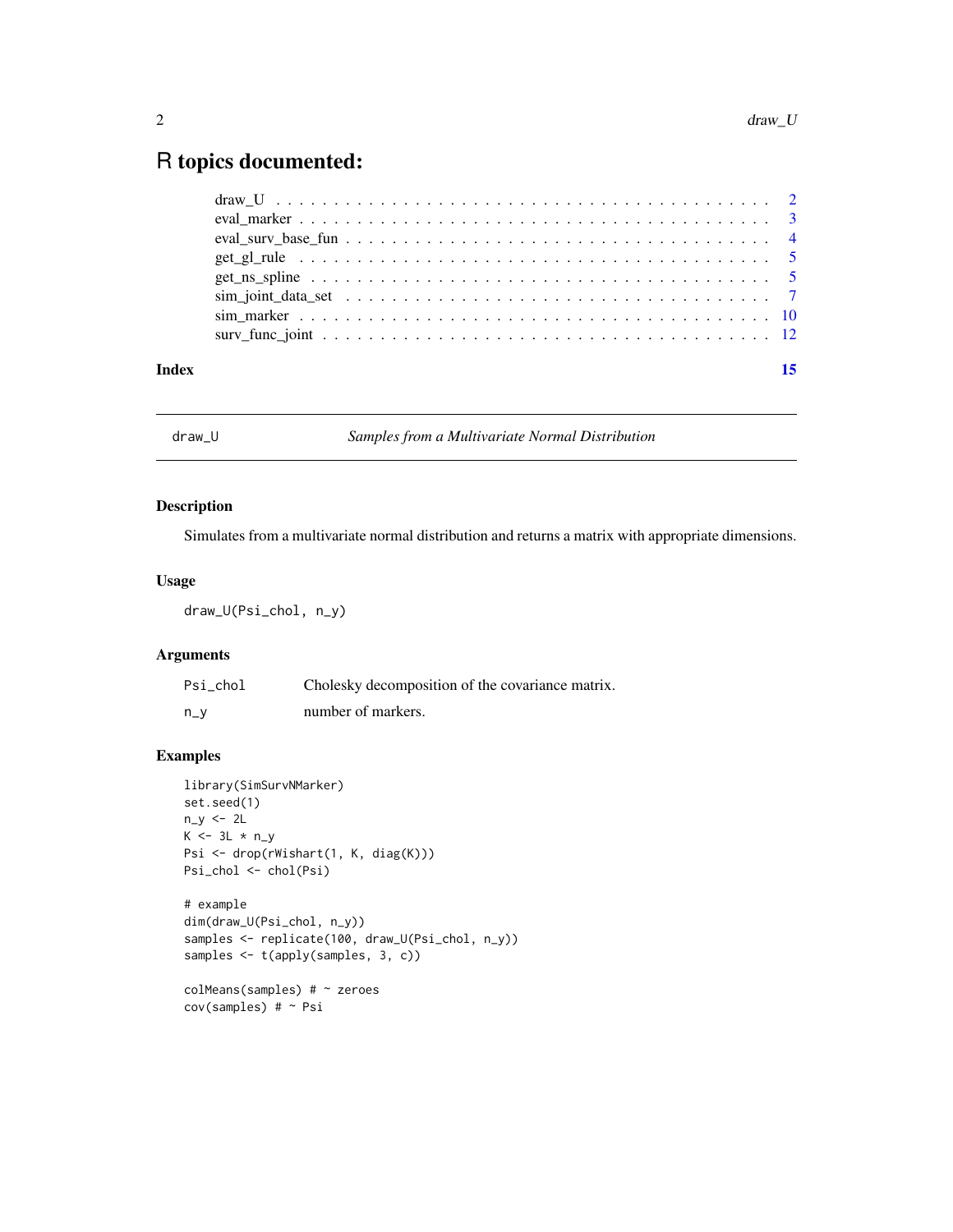# R topics documented:

| | |
|---|---|
| draw_U | 2 |
| eval_marker | 3 |
| eval_surv_base_fun | 4 |
| get_gl_rule | 5 |
| get_ns_spline | 5 |
| sim_joint_data_set | 7 |
| sim_marker | 10 |
| surv_func_joint | 12 |

**Index** **15**

---

`draw_U` *Samples from a Multivariate Normal Distribution*

---

## Description

Simulates from a multivariate normal distribution and returns a matrix with appropriate dimensions.

## Usage

```
draw_U(Psi_chol, n_y)
```

## Arguments

| | |
|---|---|
| `Psi_chol` | Cholesky decomposition of the covariance matrix. |
| `n_y` | number of markers. |

## Examples

```
library(SimSurvNMarker)
set.seed(1)
n_y <- 2L
K <- 3L * n_y
Psi <- drop(rWishart(1, K, diag(K)))
Psi_chol <- chol(Psi)

# example
dim(draw_U(Psi_chol, n_y))
samples <- replicate(100, draw_U(Psi_chol, n_y))
samples <- t(apply(samples, 3, c))

colMeans(samples) # ~ zeroes
cov(samples) # ~ Psi
```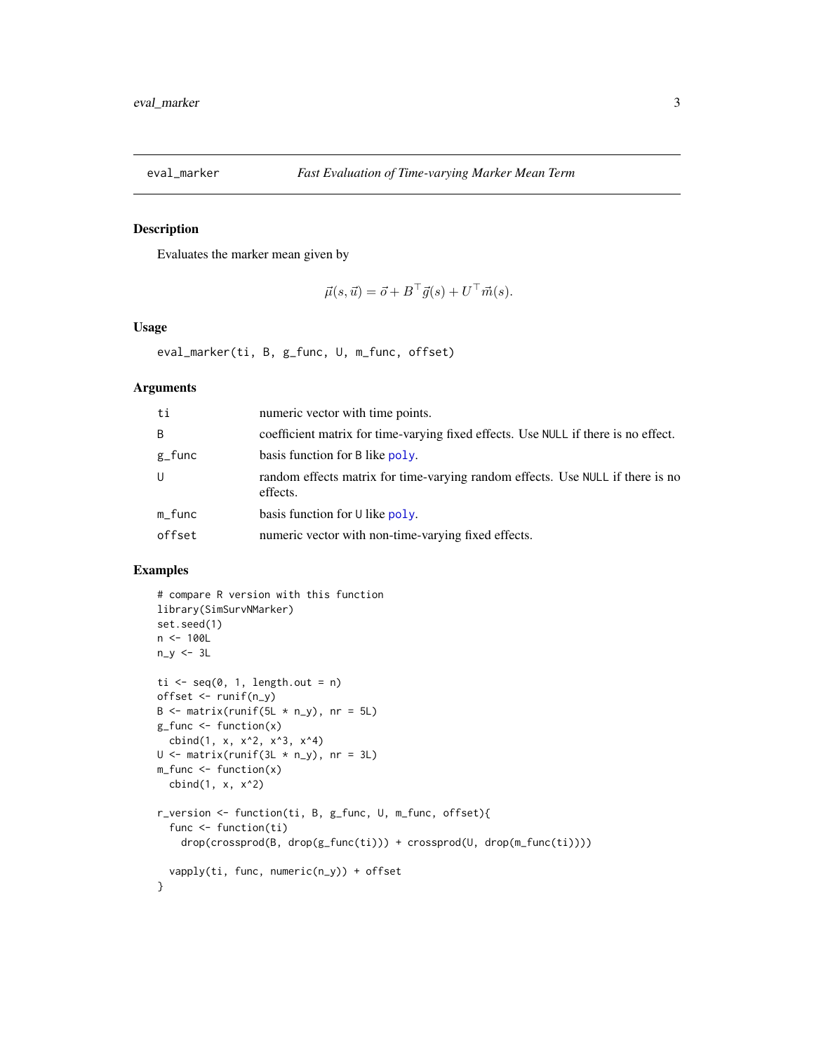# eval_marker *Fast Evaluation of Time-varying Marker Mean Term*

## Description

Evaluates the marker mean given by

$$\vec{\mu}(s, \vec{u}) = \vec{o} + B^\top \vec{g}(s) + U^\top \vec{m}(s).$$

## Usage

```
eval_marker(ti, B, g_func, U, m_func, offset)
```

## Arguments

| | |
|---|---|
| ti | numeric vector with time points. |
| B | coefficient matrix for time-varying fixed effects. Use NULL if there is no effect. |
| g_func | basis function for B like poly. |
| U | random effects matrix for time-varying random effects. Use NULL if there is no effects. |
| m_func | basis function for U like poly. |
| offset | numeric vector with non-time-varying fixed effects. |

## Examples

```
# compare R version with this function
library(SimSurvNMarker)
set.seed(1)
n <- 100L
n_y <- 3L

ti <- seq(0, 1, length.out = n)
offset <- runif(n_y)
B <- matrix(runif(5L * n_y), nr = 5L)
g_func <- function(x)
  cbind(1, x, x^2, x^3, x^4)
U <- matrix(runif(3L * n_y), nr = 3L)
m_func <- function(x)
  cbind(1, x, x^2)

r_version <- function(ti, B, g_func, U, m_func, offset){
  func <- function(ti)
    drop(crossprod(B, drop(g_func(ti))) + crossprod(U, drop(m_func(ti))))

  vapply(ti, func, numeric(n_y)) + offset
}
```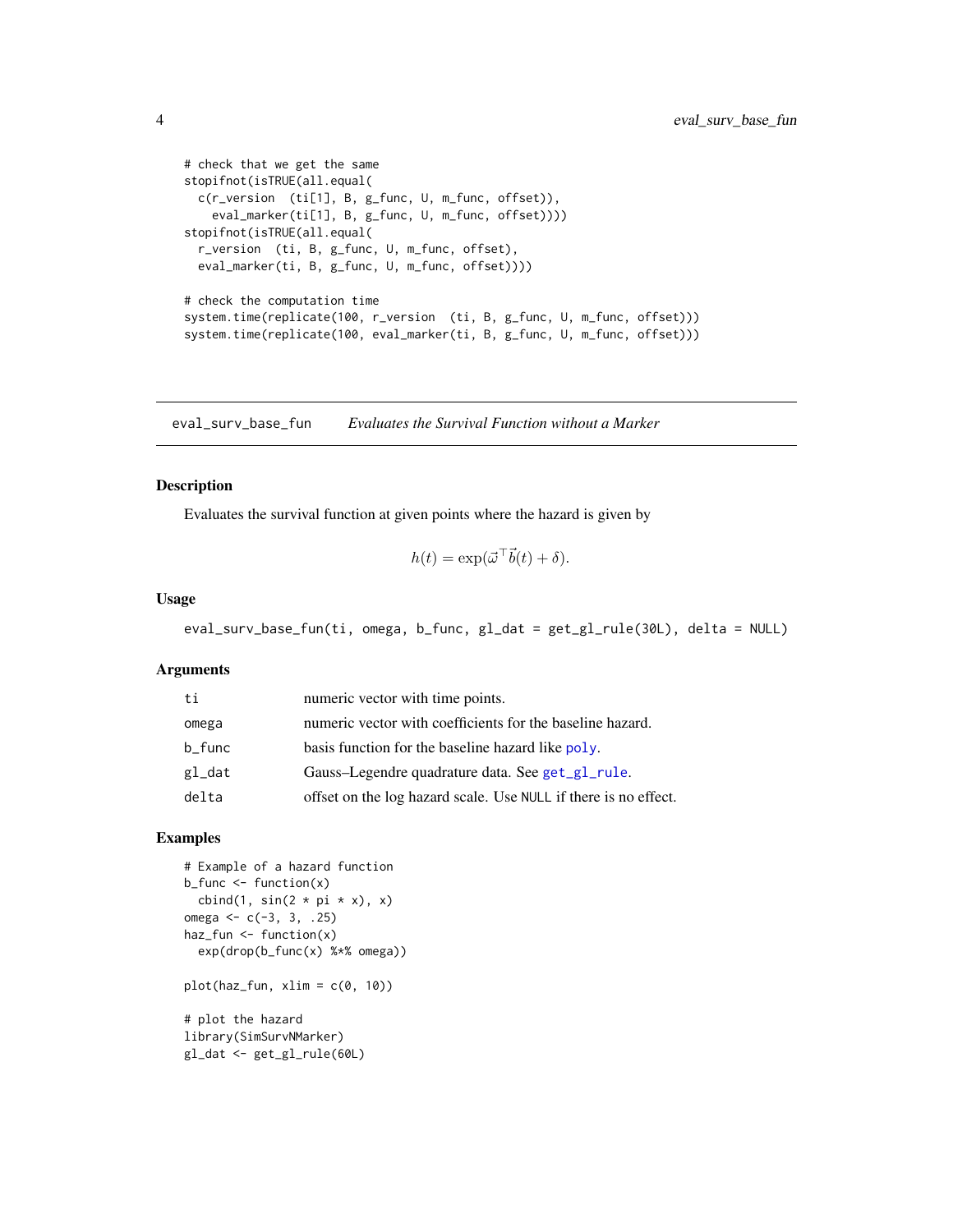```
# check that we get the same
stopifnot(isTRUE(all.equal(
  c(r_version  (ti[1], B, g_func, U, m_func, offset)),
    eval_marker(ti[1], B, g_func, U, m_func, offset))))
stopifnot(isTRUE(all.equal(
  r_version  (ti, B, g_func, U, m_func, offset),
  eval_marker(ti, B, g_func, U, m_func, offset))))

# check the computation time
system.time(replicate(100, r_version  (ti, B, g_func, U, m_func, offset)))
system.time(replicate(100, eval_marker(ti, B, g_func, U, m_func, offset)))
```

## eval_surv_base_fun    *Evaluates the Survival Function without a Marker*

### Description

Evaluates the survival function at given points where the hazard is given by

$$h(t) = \exp(\vec{\omega}^\top \vec{b}(t) + \delta).$$

### Usage

```
eval_surv_base_fun(ti, omega, b_func, gl_dat = get_gl_rule(30L), delta = NULL)
```

### Arguments

| | |
|---|---|
| ti | numeric vector with time points. |
| omega | numeric vector with coefficients for the baseline hazard. |
| b_func | basis function for the baseline hazard like poly. |
| gl_dat | Gauss–Legendre quadrature data. See get_gl_rule. |
| delta | offset on the log hazard scale. Use NULL if there is no effect. |

### Examples

```
# Example of a hazard function
b_func <- function(x)
  cbind(1, sin(2 * pi * x), x)
omega <- c(-3, 3, .25)
haz_fun <- function(x)
  exp(drop(b_func(x) %*% omega))

plot(haz_fun, xlim = c(0, 10))

# plot the hazard
library(SimSurvNMarker)
gl_dat <- get_gl_rule(60L)
```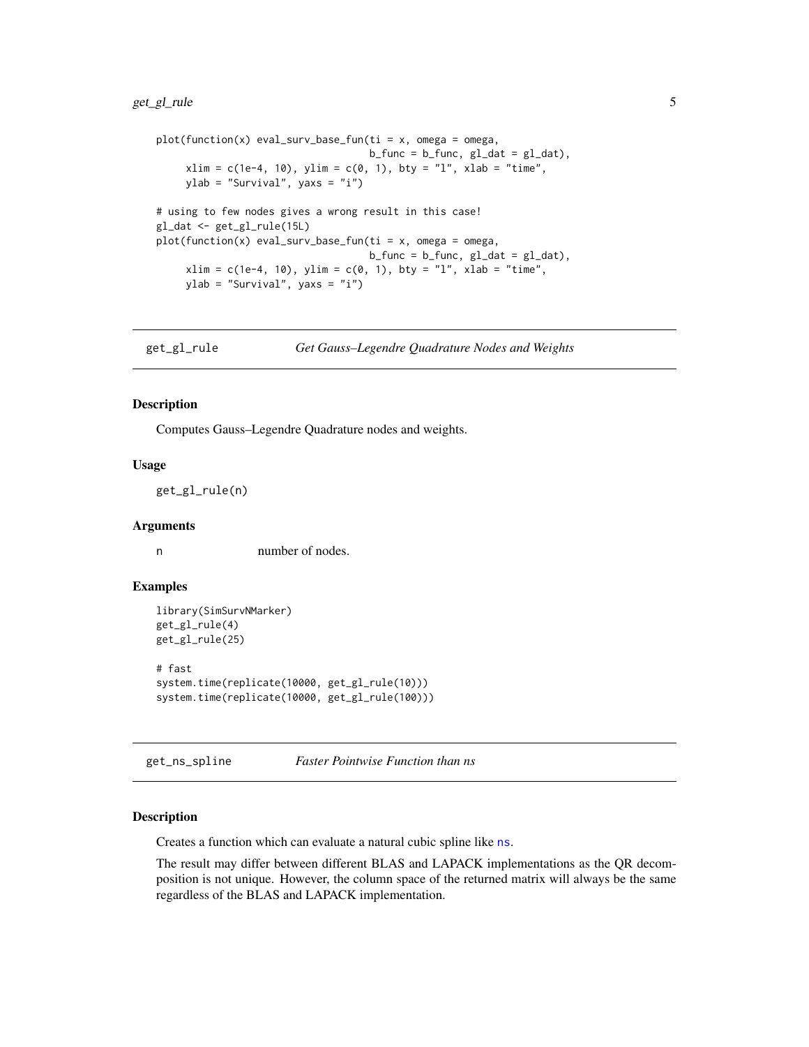```
plot(function(x) eval_surv_base_fun(ti = x, omega = omega,
                                    b_func = b_func, gl_dat = gl_dat),
     xlim = c(1e-4, 10), ylim = c(0, 1), bty = "l", xlab = "time",
     ylab = "Survival", yaxs = "i")

# using to few nodes gives a wrong result in this case!
gl_dat <- get_gl_rule(15L)
plot(function(x) eval_surv_base_fun(ti = x, omega = omega,
                                    b_func = b_func, gl_dat = gl_dat),
     xlim = c(1e-4, 10), ylim = c(0, 1), bty = "l", xlab = "time",
     ylab = "Survival", yaxs = "i")
```

## get_gl_rule — *Get Gauss–Legendre Quadrature Nodes and Weights*

### Description

Computes Gauss–Legendre Quadrature nodes and weights.

### Usage

```
get_gl_rule(n)
```

### Arguments

| | |
|---|---|
| n | number of nodes. |

### Examples

```
library(SimSurvNMarker)
get_gl_rule(4)
get_gl_rule(25)

# fast
system.time(replicate(10000, get_gl_rule(10)))
system.time(replicate(10000, get_gl_rule(100)))
```

## get_ns_spline — *Faster Pointwise Function than ns*

### Description

Creates a function which can evaluate a natural cubic spline like ns.

The result may differ between different BLAS and LAPACK implementations as the QR decomposition is not unique. However, the column space of the returned matrix will always be the same regardless of the BLAS and LAPACK implementation.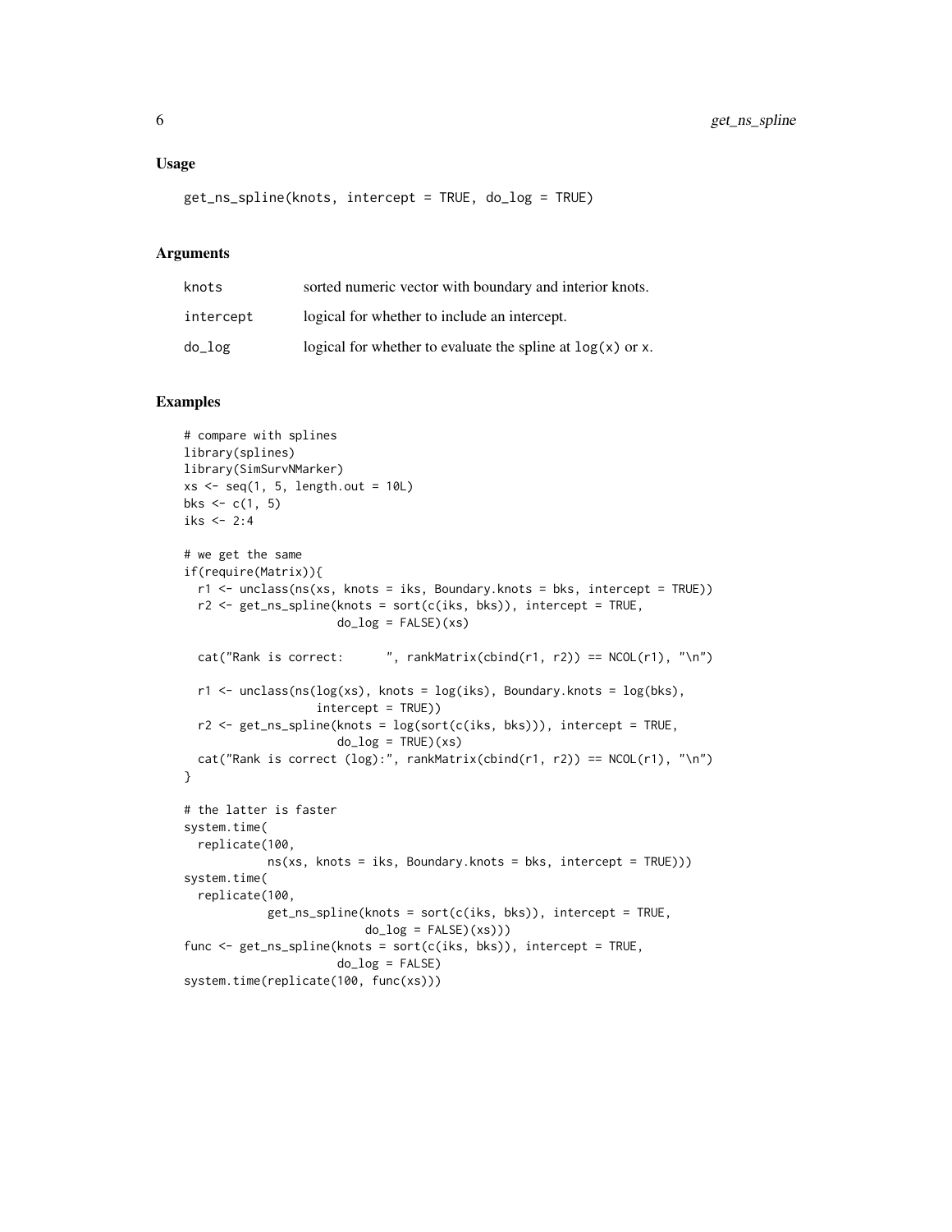## Usage

```
get_ns_spline(knots, intercept = TRUE, do_log = TRUE)
```

## Arguments

| | |
|---|---|
| knots | sorted numeric vector with boundary and interior knots. |
| intercept | logical for whether to include an intercept. |
| do_log | logical for whether to evaluate the spline at log(x) or x. |

## Examples

```
# compare with splines
library(splines)
library(SimSurvNMarker)
xs <- seq(1, 5, length.out = 10L)
bks <- c(1, 5)
iks <- 2:4

# we get the same
if(require(Matrix)){
  r1 <- unclass(ns(xs, knots = iks, Boundary.knots = bks, intercept = TRUE))
  r2 <- get_ns_spline(knots = sort(c(iks, bks)), intercept = TRUE,
                      do_log = FALSE)(xs)

  cat("Rank is correct:      ", rankMatrix(cbind(r1, r2)) == NCOL(r1), "\n")

  r1 <- unclass(ns(log(xs), knots = log(iks), Boundary.knots = log(bks),
                   intercept = TRUE))
  r2 <- get_ns_spline(knots = log(sort(c(iks, bks))), intercept = TRUE,
                      do_log = TRUE)(xs)
  cat("Rank is correct (log):", rankMatrix(cbind(r1, r2)) == NCOL(r1), "\n")
}

# the latter is faster
system.time(
  replicate(100,
            ns(xs, knots = iks, Boundary.knots = bks, intercept = TRUE)))
system.time(
  replicate(100,
            get_ns_spline(knots = sort(c(iks, bks)), intercept = TRUE,
                          do_log = FALSE)(xs)))
func <- get_ns_spline(knots = sort(c(iks, bks)), intercept = TRUE,
                      do_log = FALSE)
system.time(replicate(100, func(xs)))
```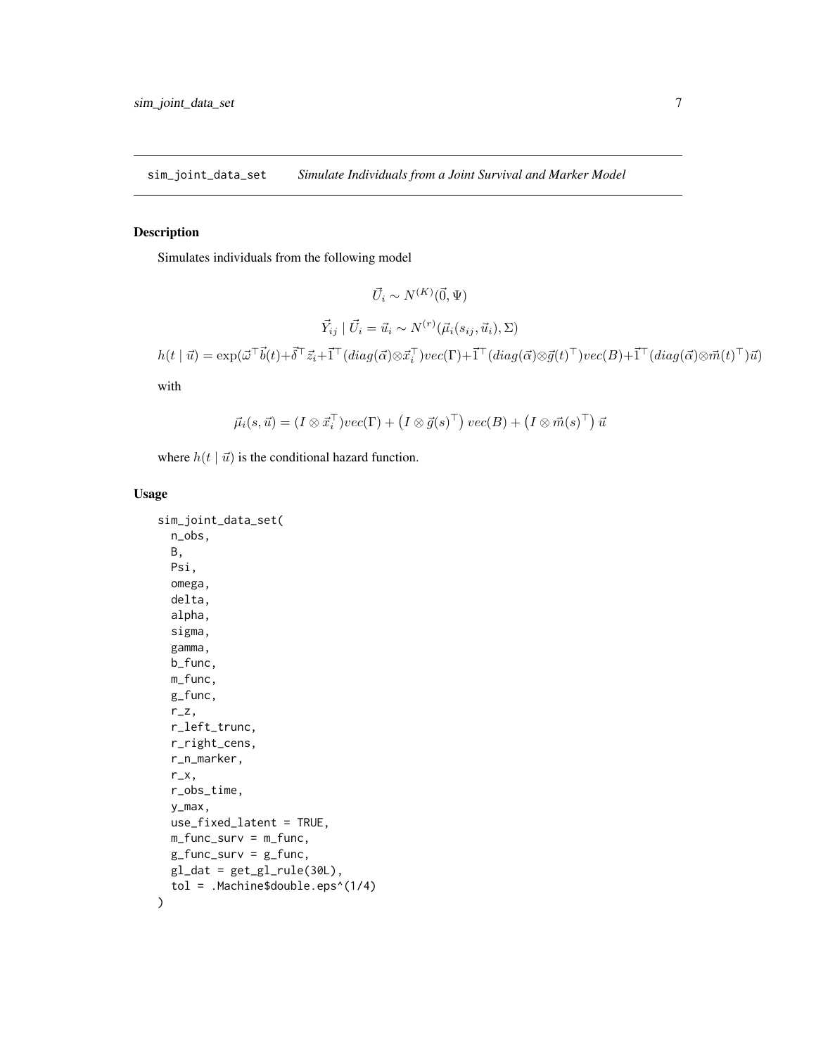## sim_joint_data_set — *Simulate Individuals from a Joint Survival and Marker Model*

### Description

Simulates individuals from the following model

$$\vec{U}_i \sim N^{(K)}(\vec{0}, \Psi)$$

$$\vec{Y}_{ij} \mid \vec{U}_i = \vec{u}_i \sim N^{(r)}(\vec{\mu}_i(s_{ij}, \vec{u}_i), \Sigma)$$

$$h(t \mid \vec{u}) = \exp(\vec{\omega}^\top \vec{b}(t) + \vec{\delta}^\top \vec{z}_i + \vec{1}^\top (diag(\vec{\alpha}) \otimes \vec{x}_i^\top) vec(\Gamma) + \vec{1}^\top (diag(\vec{\alpha}) \otimes \vec{g}(t)^\top) vec(B) + \vec{1}^\top (diag(\vec{\alpha}) \otimes \vec{m}(t)^\top) \vec{u})$$

with

$$\vec{\mu}_i(s, \vec{u}) = (I \otimes \vec{x}_i^\top) vec(\Gamma) + \left(I \otimes \vec{g}(s)^\top\right) vec(B) + \left(I \otimes \vec{m}(s)^\top\right) \vec{u}$$

where $h(t \mid \vec{u})$ is the conditional hazard function.

### Usage

```
sim_joint_data_set(
  n_obs,
  B,
  Psi,
  omega,
  delta,
  alpha,
  sigma,
  gamma,
  b_func,
  m_func,
  g_func,
  r_z,
  r_left_trunc,
  r_right_cens,
  r_n_marker,
  r_x,
  r_obs_time,
  y_max,
  use_fixed_latent = TRUE,
  m_func_surv = m_func,
  g_func_surv = g_func,
  gl_dat = get_gl_rule(30L),
  tol = .Machine$double.eps^(1/4)
)
```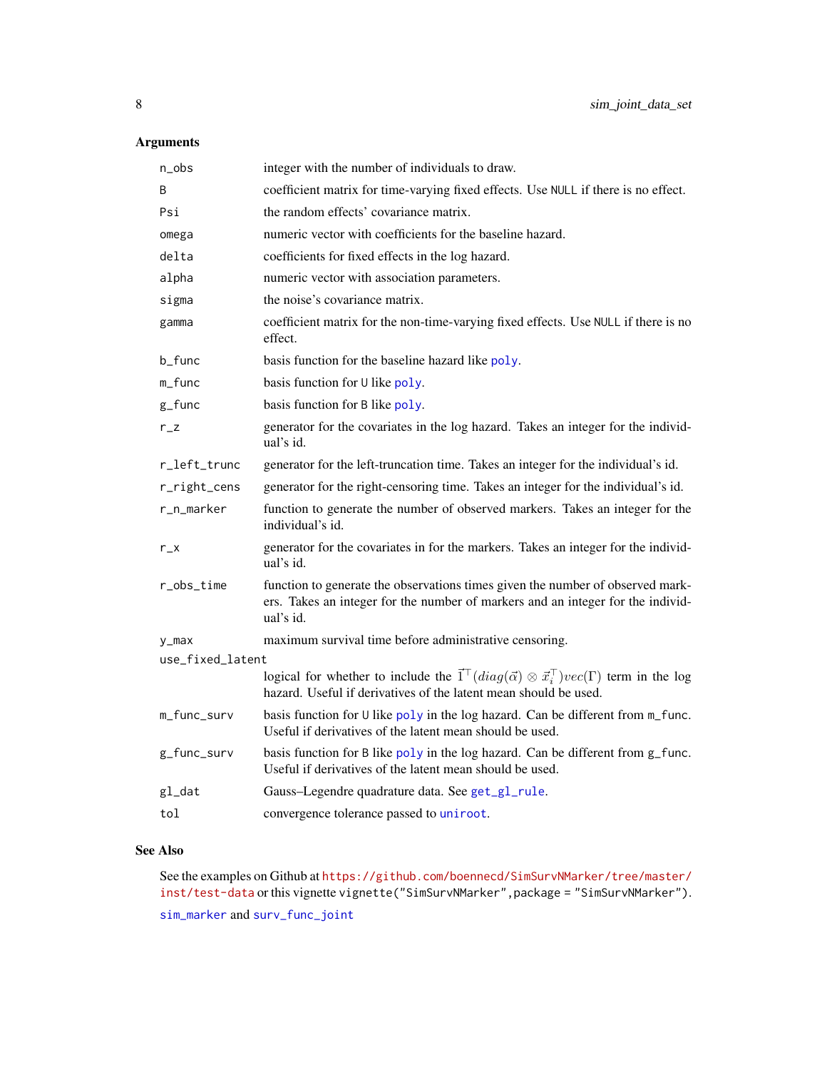## Arguments

| | |
|---|---|
| `n_obs` | integer with the number of individuals to draw. |
| `B` | coefficient matrix for time-varying fixed effects. Use `NULL` if there is no effect. |
| `Psi` | the random effects' covariance matrix. |
| `omega` | numeric vector with coefficients for the baseline hazard. |
| `delta` | coefficients for fixed effects in the log hazard. |
| `alpha` | numeric vector with association parameters. |
| `sigma` | the noise's covariance matrix. |
| `gamma` | coefficient matrix for the non-time-varying fixed effects. Use `NULL` if there is no effect. |
| `b_func` | basis function for the baseline hazard like `poly`. |
| `m_func` | basis function for `U` like `poly`. |
| `g_func` | basis function for `B` like `poly`. |
| `r_z` | generator for the covariates in the log hazard. Takes an integer for the individual's id. |
| `r_left_trunc` | generator for the left-truncation time. Takes an integer for the individual's id. |
| `r_right_cens` | generator for the right-censoring time. Takes an integer for the individual's id. |
| `r_n_marker` | function to generate the number of observed markers. Takes an integer for the individual's id. |
| `r_x` | generator for the covariates in for the markers. Takes an integer for the individual's id. |
| `r_obs_time` | function to generate the observations times given the number of observed markers. Takes an integer for the number of markers and an integer for the individual's id. |
| `y_max` | maximum survival time before administrative censoring. |
| `use_fixed_latent` | logical for whether to include the $\vec{1}^\top (diag(\vec{\alpha}) \otimes \vec{x}_i^\top) vec(\Gamma)$ term in the log hazard. Useful if derivatives of the latent mean should be used. |
| `m_func_surv` | basis function for `U` like `poly` in the log hazard. Can be different from `m_func`. Useful if derivatives of the latent mean should be used. |
| `g_func_surv` | basis function for `B` like `poly` in the log hazard. Can be different from `g_func`. Useful if derivatives of the latent mean should be used. |
| `gl_dat` | Gauss–Legendre quadrature data. See `get_gl_rule`. |
| `tol` | convergence tolerance passed to `uniroot`. |

## See Also

See the examples on Github at https://github.com/boennecd/SimSurvNMarker/tree/master/inst/test-data or this vignette `vignette("SimSurvNMarker",package = "SimSurvNMarker")`.

`sim_marker` and `surv_func_joint`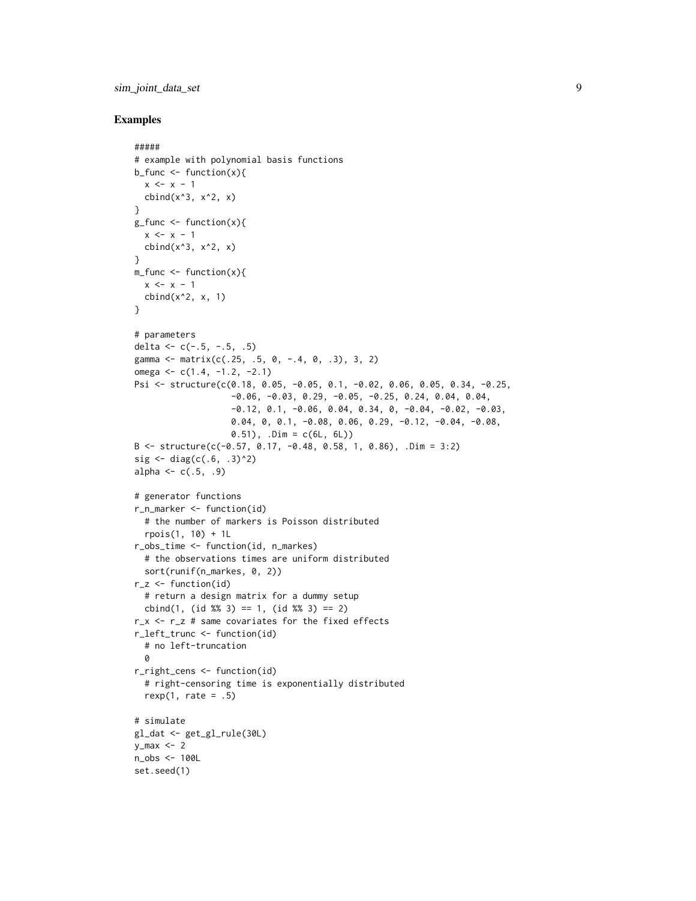## Examples

```
#####
# example with polynomial basis functions
b_func <- function(x){
  x <- x - 1
  cbind(x^3, x^2, x)
}
g_func <- function(x){
  x <- x - 1
  cbind(x^3, x^2, x)
}
m_func <- function(x){
  x <- x - 1
  cbind(x^2, x, 1)
}

# parameters
delta <- c(-.5, -.5, .5)
gamma <- matrix(c(.25, .5, 0, -.4, 0, .3), 3, 2)
omega <- c(1.4, -1.2, -2.1)
Psi <- structure(c(0.18, 0.05, -0.05, 0.1, -0.02, 0.06, 0.05, 0.34, -0.25,
                   -0.06, -0.03, 0.29, -0.05, -0.25, 0.24, 0.04, 0.04,
                   -0.12, 0.1, -0.06, 0.04, 0.34, 0, -0.04, -0.02, -0.03,
                   0.04, 0, 0.1, -0.08, 0.06, 0.29, -0.12, -0.04, -0.08,
                   0.51), .Dim = c(6L, 6L))
B <- structure(c(-0.57, 0.17, -0.48, 0.58, 1, 0.86), .Dim = 3:2)
sig <- diag(c(.6, .3)^2)
alpha <- c(.5, .9)

# generator functions
r_n_marker <- function(id)
  # the number of markers is Poisson distributed
  rpois(1, 10) + 1L
r_obs_time <- function(id, n_markes)
  # the observations times are uniform distributed
  sort(runif(n_markes, 0, 2))
r_z <- function(id)
  # return a design matrix for a dummy setup
  cbind(1, (id %% 3) == 1, (id %% 3) == 2)
r_x <- r_z # same covariates for the fixed effects
r_left_trunc <- function(id)
  # no left-truncation
  0
r_right_cens <- function(id)
  # right-censoring time is exponentially distributed
  rexp(1, rate = .5)

# simulate
gl_dat <- get_gl_rule(30L)
y_max <- 2
n_obs <- 100L
set.seed(1)
```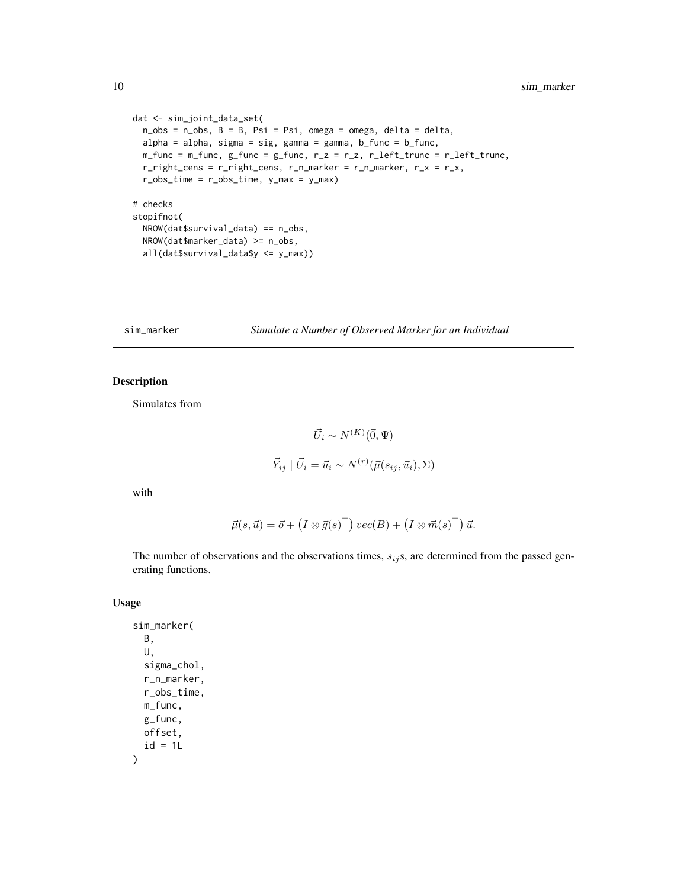```
dat <- sim_joint_data_set(
  n_obs = n_obs, B = B, Psi = Psi, omega = omega, delta = delta,
  alpha = alpha, sigma = sig, gamma = gamma, b_func = b_func,
  m_func = m_func, g_func = g_func, r_z = r_z, r_left_trunc = r_left_trunc,
  r_right_cens = r_right_cens, r_n_marker = r_n_marker, r_x = r_x,
  r_obs_time = r_obs_time, y_max = y_max)

# checks
stopifnot(
  NROW(dat$survival_data) == n_obs,
  NROW(dat$marker_data) >= n_obs,
  all(dat$survival_data$y <= y_max))
```

---

## sim_marker — *Simulate a Number of Observed Marker for an Individual*

### Description

Simulates from

$$\vec{U}_i \sim N^{(K)}(\vec{0}, \Psi)$$

$$\vec{Y}_{ij} \mid \vec{U}_i = \vec{u}_i \sim N^{(r)}(\vec{\mu}(s_{ij}, \vec{u}_i), \Sigma)$$

with

$$\vec{\mu}(s, \vec{u}) = \vec{o} + \left(I \otimes \vec{g}(s)^\top\right) vec(B) + \left(I \otimes \vec{m}(s)^\top\right) \vec{u}.$$

The number of observations and the observations times, $s_{ij}$s, are determined from the passed generating functions.

### Usage

```
sim_marker(
  B,
  U,
  sigma_chol,
  r_n_marker,
  r_obs_time,
  m_func,
  g_func,
  offset,
  id = 1L
)
```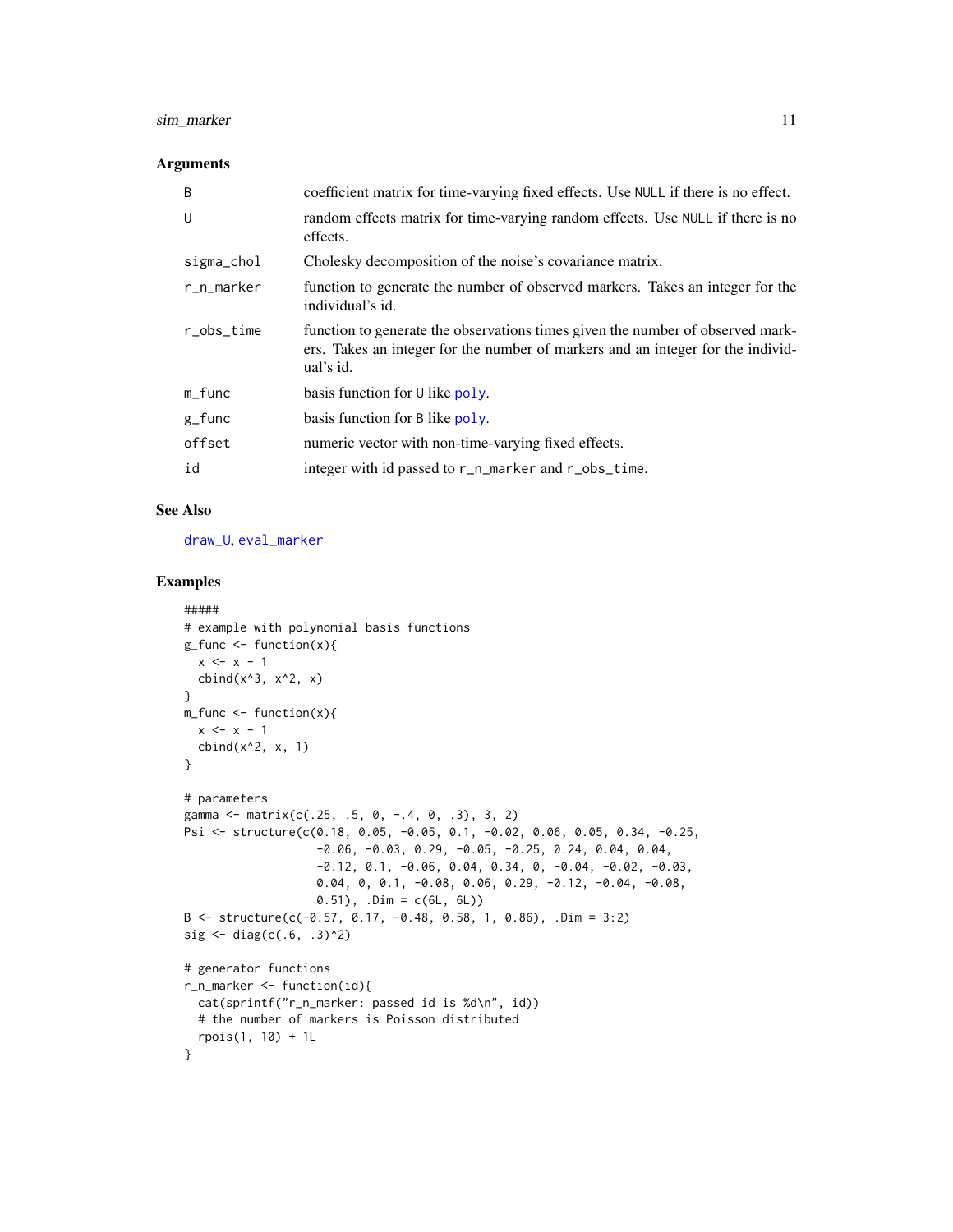### Arguments

| | |
|---|---|
| B | coefficient matrix for time-varying fixed effects. Use NULL if there is no effect. |
| U | random effects matrix for time-varying random effects. Use NULL if there is no effects. |
| sigma_chol | Cholesky decomposition of the noise's covariance matrix. |
| r_n_marker | function to generate the number of observed markers. Takes an integer for the individual's id. |
| r_obs_time | function to generate the observations times given the number of observed markers. Takes an integer for the number of markers and an integer for the individual's id. |
| m_func | basis function for U like poly. |
| g_func | basis function for B like poly. |
| offset | numeric vector with non-time-varying fixed effects. |
| id | integer with id passed to r_n_marker and r_obs_time. |

### See Also

draw_U, eval_marker

### Examples

```
#####
# example with polynomial basis functions
g_func <- function(x){
  x <- x - 1
  cbind(x^3, x^2, x)
}
m_func <- function(x){
  x <- x - 1
  cbind(x^2, x, 1)
}

# parameters
gamma <- matrix(c(.25, .5, 0, -.4, 0, .3), 3, 2)
Psi <- structure(c(0.18, 0.05, -0.05, 0.1, -0.02, 0.06, 0.05, 0.34, -0.25,
                   -0.06, -0.03, 0.29, -0.05, -0.25, 0.24, 0.04, 0.04,
                   -0.12, 0.1, -0.06, 0.04, 0.34, 0, -0.04, -0.02, -0.03,
                   0.04, 0, 0.1, -0.08, 0.06, 0.29, -0.12, -0.04, -0.08,
                   0.51), .Dim = c(6L, 6L))
B <- structure(c(-0.57, 0.17, -0.48, 0.58, 1, 0.86), .Dim = 3:2)
sig <- diag(c(.6, .3)^2)

# generator functions
r_n_marker <- function(id){
  cat(sprintf("r_n_marker: passed id is %d\n", id))
  # the number of markers is Poisson distributed
  rpois(1, 10) + 1L
}
```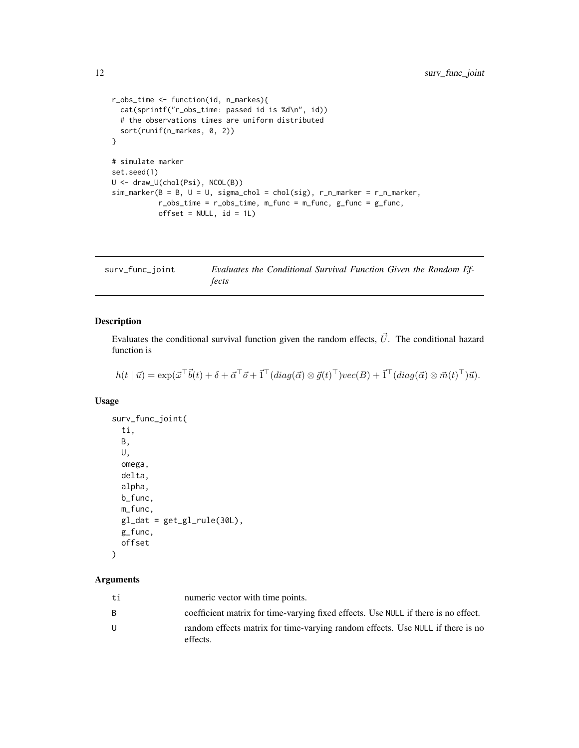```
r_obs_time <- function(id, n_markes){
  cat(sprintf("r_obs_time: passed id is %d\n", id))
  # the observations times are uniform distributed
  sort(runif(n_markes, 0, 2))
}

# simulate marker
set.seed(1)
U <- draw_U(chol(Psi), NCOL(B))
sim_marker(B = B, U = U, sigma_chol = chol(sig), r_n_marker = r_n_marker,
           r_obs_time = r_obs_time, m_func = m_func, g_func = g_func,
           offset = NULL, id = 1L)
```

## surv_func_joint *Evaluates the Conditional Survival Function Given the Random Effects*

### Description

Evaluates the conditional survival function given the random effects, $\vec{U}$. The conditional hazard function is

$$h(t \mid \vec{u}) = \exp(\vec{\omega}^\top \vec{b}(t) + \delta + \vec{\alpha}^\top \vec{o} + \vec{1}^\top (diag(\vec{\alpha}) \otimes \vec{g}(t)^\top) vec(B) + \vec{1}^\top (diag(\vec{\alpha}) \otimes \vec{m}(t)^\top) \vec{u}).$$

### Usage

```
surv_func_joint(
  ti,
  B,
  U,
  omega,
  delta,
  alpha,
  b_func,
  m_func,
  gl_dat = get_gl_rule(30L),
  g_func,
  offset
)
```

### Arguments

| | |
|---|---|
| ti | numeric vector with time points. |
| B | coefficient matrix for time-varying fixed effects. Use NULL if there is no effect. |
| U | random effects matrix for time-varying random effects. Use NULL if there is no effects. |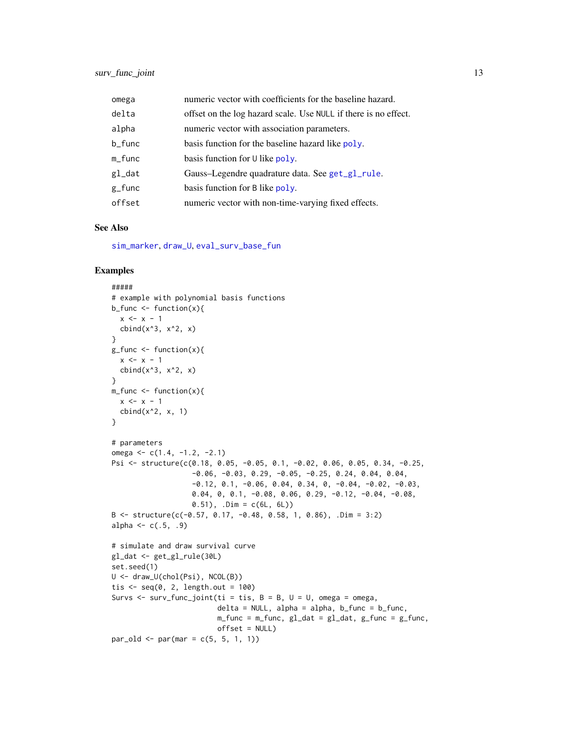| | |
|---|---|
| omega | numeric vector with coefficients for the baseline hazard. |
| delta | offset on the log hazard scale. Use NULL if there is no effect. |
| alpha | numeric vector with association parameters. |
| b_func | basis function for the baseline hazard like poly. |
| m_func | basis function for U like poly. |
| gl_dat | Gauss–Legendre quadrature data. See get_gl_rule. |
| g_func | basis function for B like poly. |
| offset | numeric vector with non-time-varying fixed effects. |

## See Also

sim_marker, draw_U, eval_surv_base_fun

## Examples

```
#####
# example with polynomial basis functions
b_func <- function(x){
  x <- x - 1
  cbind(x^3, x^2, x)
}
g_func <- function(x){
  x <- x - 1
  cbind(x^3, x^2, x)
}
m_func <- function(x){
  x <- x - 1
  cbind(x^2, x, 1)
}

# parameters
omega <- c(1.4, -1.2, -2.1)
Psi <- structure(c(0.18, 0.05, -0.05, 0.1, -0.02, 0.06, 0.05, 0.34, -0.25,
                   -0.06, -0.03, 0.29, -0.05, -0.25, 0.24, 0.04, 0.04,
                   -0.12, 0.1, -0.06, 0.04, 0.34, 0, -0.04, -0.02, -0.03,
                   0.04, 0, 0.1, -0.08, 0.06, 0.29, -0.12, -0.04, -0.08,
                   0.51), .Dim = c(6L, 6L))
B <- structure(c(-0.57, 0.17, -0.48, 0.58, 1, 0.86), .Dim = 3:2)
alpha <- c(.5, .9)

# simulate and draw survival curve
gl_dat <- get_gl_rule(30L)
set.seed(1)
U <- draw_U(chol(Psi), NCOL(B))
tis <- seq(0, 2, length.out = 100)
Survs <- surv_func_joint(ti = tis, B = B, U = U, omega = omega,
                         delta = NULL, alpha = alpha, b_func = b_func,
                         m_func = m_func, gl_dat = gl_dat, g_func = g_func,
                         offset = NULL)
par_old <- par(mar = c(5, 5, 1, 1))
```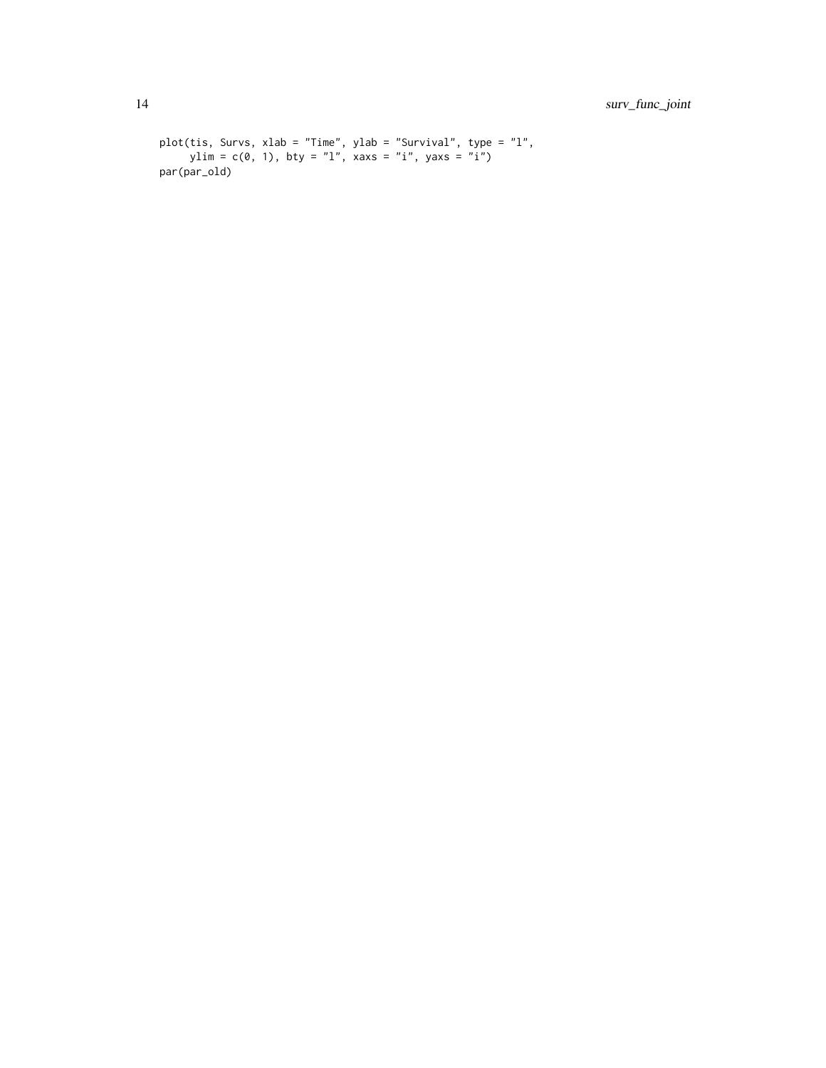```
plot(tis, Survs, xlab = "Time", ylab = "Survival", type = "l",
     ylim = c(0, 1), bty = "l", xaxs = "i", yaxs = "i")
par(par_old)
```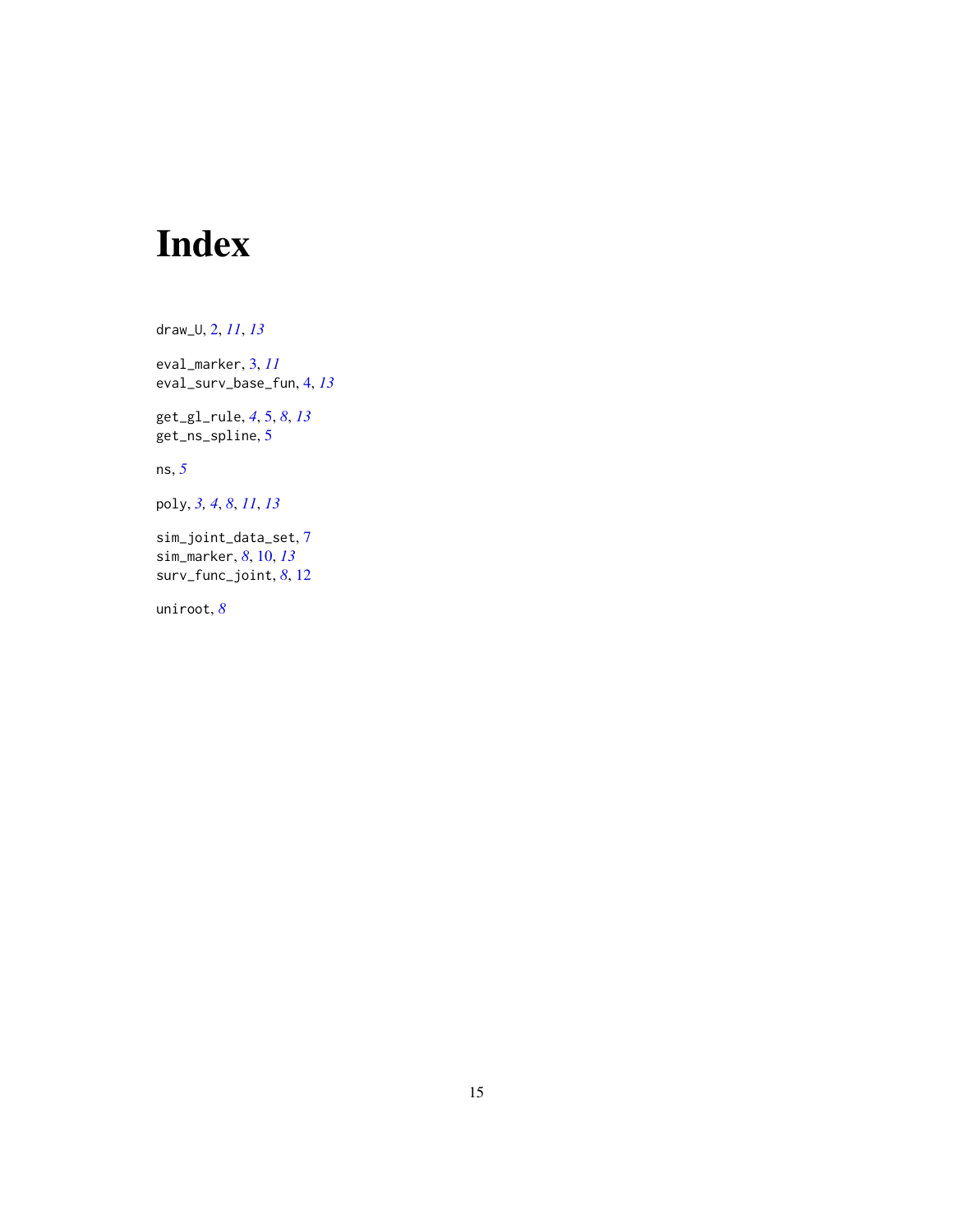# Index

draw_U, 2, *11*, *13*

eval_marker, 3, *11*
eval_surv_base_fun, 4, *13*

get_gl_rule, *4*, 5, *8*, *13*
get_ns_spline, 5

ns, *5*

poly, *3*, *4*, *8*, *11*, *13*

sim_joint_data_set, 7
sim_marker, *8*, 10, *13*
surv_func_joint, *8*, 12

uniroot, *8*